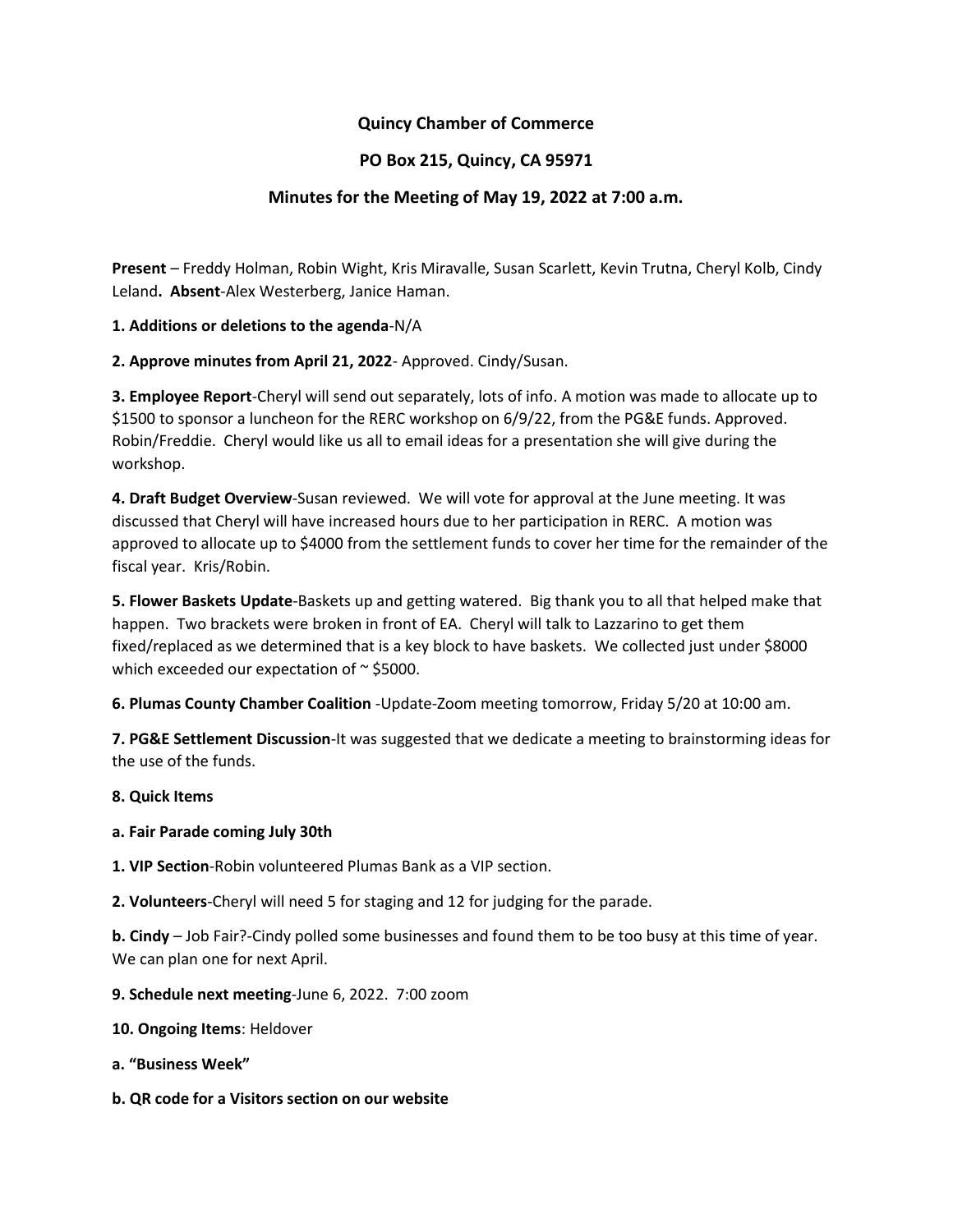**Quincy Chamber of Commerce**

**PO Box 215, Quincy, CA 95971**

**Minutes for the Meeting of May 19, 2022 at 7:00 a.m.**

**Present** – Freddy Holman, Robin Wight, Kris Miravalle, Susan Scarlett, Kevin Trutna, Cheryl Kolb, Cindy Leland**. Absent**-Alex Westerberg, Janice Haman.

**1. Additions or deletions to the agenda**-N/A

**2. Approve minutes from April 21, 2022**- Approved. Cindy/Susan.

**3. Employee Report**-Cheryl will send out separately, lots of info. A motion was made to allocate up to $1500 to sponsor a luncheon for the RERC workshop on 6/9/22, from the PG&E funds. Approved. Robin/Freddie. Cheryl would like us all to email ideas for a presentation she will give during the workshop.

**4. Draft Budget Overview**-Susan reviewed. We will vote for approval at the June meeting. It was discussed that Cheryl will have increased hours due to her participation in RERC. A motion was approved to allocate up to $4000 from the settlement funds to cover her time for the remainder of the fiscal year. Kris/Robin.

**5. Flower Baskets Update**-Baskets up and getting watered. Big thank you to all that helped make that happen. Two brackets were broken in front of EA. Cheryl will talk to Lazzarino to get them fixed/replaced as we determined that is a key block to have baskets. We collected just under $8000 which exceeded our expectation of ~ $5000.

**6. Plumas County Chamber Coalition** -Update-Zoom meeting tomorrow, Friday 5/20 at 10:00 am.

**7. PG&E Settlement Discussion**-It was suggested that we dedicate a meeting to brainstorming ideas for the use of the funds.

**8. Quick Items**

**a. Fair Parade coming July 30th**

**1. VIP Section**-Robin volunteered Plumas Bank as a VIP section.

**2. Volunteers**-Cheryl will need 5 for staging and 12 for judging for the parade.

**b. Cindy** – Job Fair?-Cindy polled some businesses and found them to be too busy at this time of year. We can plan one for next April.

**9. Schedule next meeting**-June 6, 2022. 7:00 zoom

**10. Ongoing Items**: Heldover

**a. "Business Week"**

**b. QR code for a Visitors section on our website**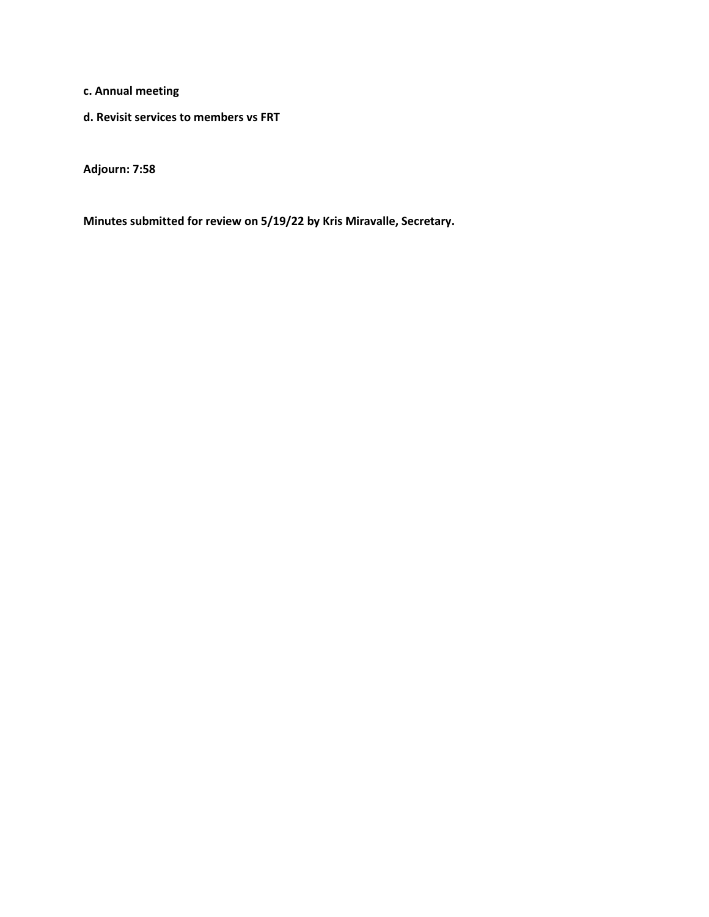**c. Annual meeting**

**d. Revisit services to members vs FRT**

**Adjourn: 7:58**

**Minutes submitted for review on 5/19/22 by Kris Miravalle, Secretary.**